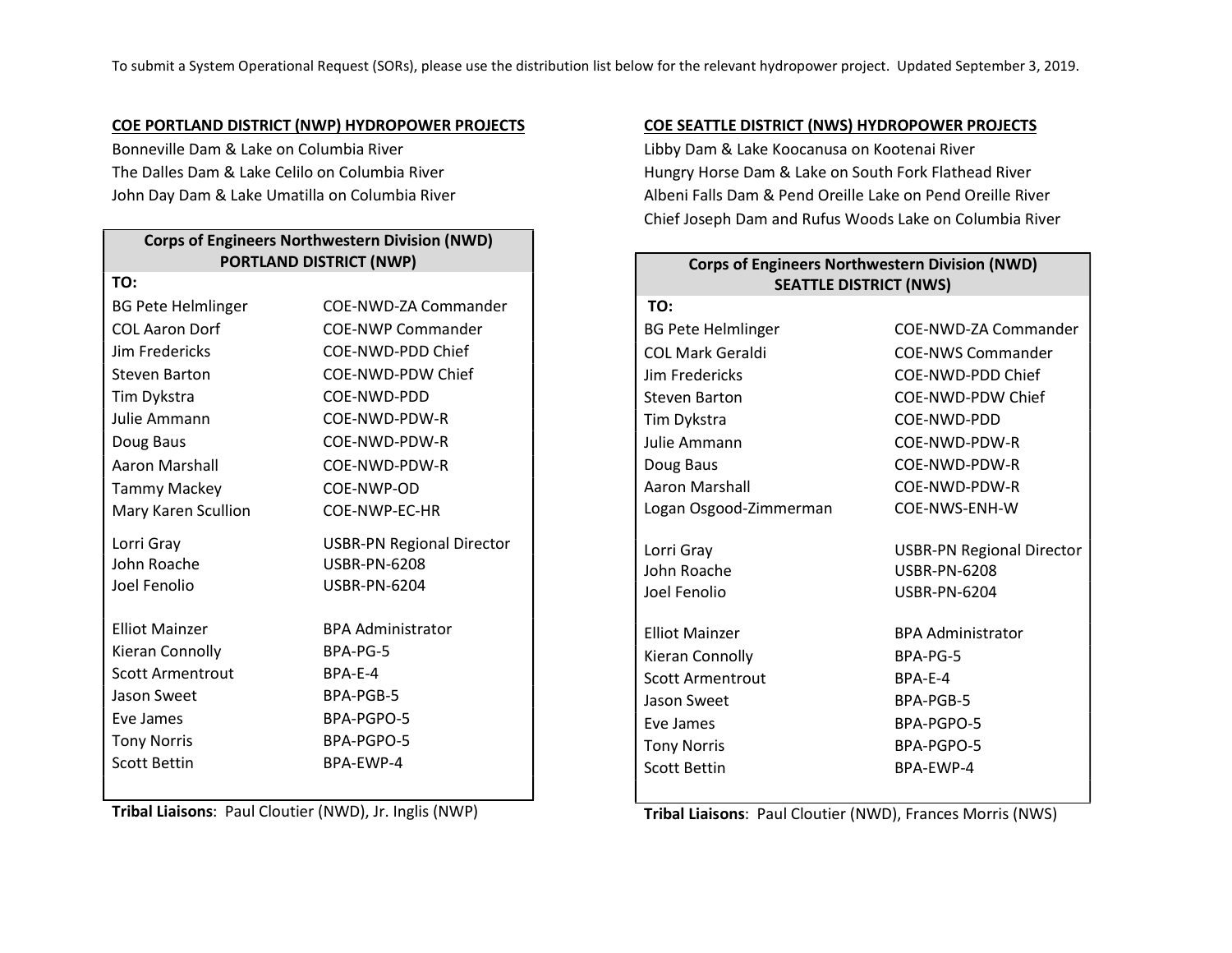To submit a System Operational Request (SORs), please use the distribution list below for the relevant hydropower project. Updated September 3, 2019.

## COE PORTLAND DISTRICT (NWP) HYDROPOWER PROJECTS

Bonneville Dam & Lake on Columbia River
The Dalles Dam & Lake Celilo on Columbia River
John Day Dam & Lake Umatilla on Columbia River

| Corps of Engineers Northwestern Division (NWD) PORTLAND DISTRICT (NWP) | |
|---|---|
| **TO:** | |
| BG Pete Helmlinger | COE-NWD-ZA Commander |
| COL Aaron Dorf | COE-NWP Commander |
| Jim Fredericks | COE-NWD-PDD Chief |
| Steven Barton | COE-NWD-PDW Chief |
| Tim Dykstra | COE-NWD-PDD |
| Julie Ammann | COE-NWD-PDW-R |
| Doug Baus | COE-NWD-PDW-R |
| Aaron Marshall | COE-NWD-PDW-R |
| Tammy Mackey | COE-NWP-OD |
| Mary Karen Scullion | COE-NWP-EC-HR |
| Lorri Gray | USBR-PN Regional Director |
| John Roache | USBR-PN-6208 |
| Joel Fenolio | USBR-PN-6204 |
| Elliot Mainzer | BPA Administrator |
| Kieran Connolly | BPA-PG-5 |
| Scott Armentrout | BPA-E-4 |
| Jason Sweet | BPA-PGB-5 |
| Eve James | BPA-PGPO-5 |
| Tony Norris | BPA-PGPO-5 |
| Scott Bettin | BPA-EWP-4 |

**Tribal Liaisons**: Paul Cloutier (NWD), Jr. Inglis (NWP)

## COE SEATTLE DISTRICT (NWS) HYDROPOWER PROJECTS

Libby Dam & Lake Koocanusa on Kootenai River
Hungry Horse Dam & Lake on South Fork Flathead River
Albeni Falls Dam & Pend Oreille Lake on Pend Oreille River
Chief Joseph Dam and Rufus Woods Lake on Columbia River

| Corps of Engineers Northwestern Division (NWD) SEATTLE DISTRICT (NWS) | |
|---|---|
| **TO:** | |
| BG Pete Helmlinger | COE-NWD-ZA Commander |
| COL Mark Geraldi | COE-NWS Commander |
| Jim Fredericks | COE-NWD-PDD Chief |
| Steven Barton | COE-NWD-PDW Chief |
| Tim Dykstra | COE-NWD-PDD |
| Julie Ammann | COE-NWD-PDW-R |
| Doug Baus | COE-NWD-PDW-R |
| Aaron Marshall | COE-NWD-PDW-R |
| Logan Osgood-Zimmerman | COE-NWS-ENH-W |
| Lorri Gray | USBR-PN Regional Director |
| John Roache | USBR-PN-6208 |
| Joel Fenolio | USBR-PN-6204 |
| Elliot Mainzer | BPA Administrator |
| Kieran Connolly | BPA-PG-5 |
| Scott Armentrout | BPA-E-4 |
| Jason Sweet | BPA-PGB-5 |
| Eve James | BPA-PGPO-5 |
| Tony Norris | BPA-PGPO-5 |
| Scott Bettin | BPA-EWP-4 |

**Tribal Liaisons**: Paul Cloutier (NWD), Frances Morris (NWS)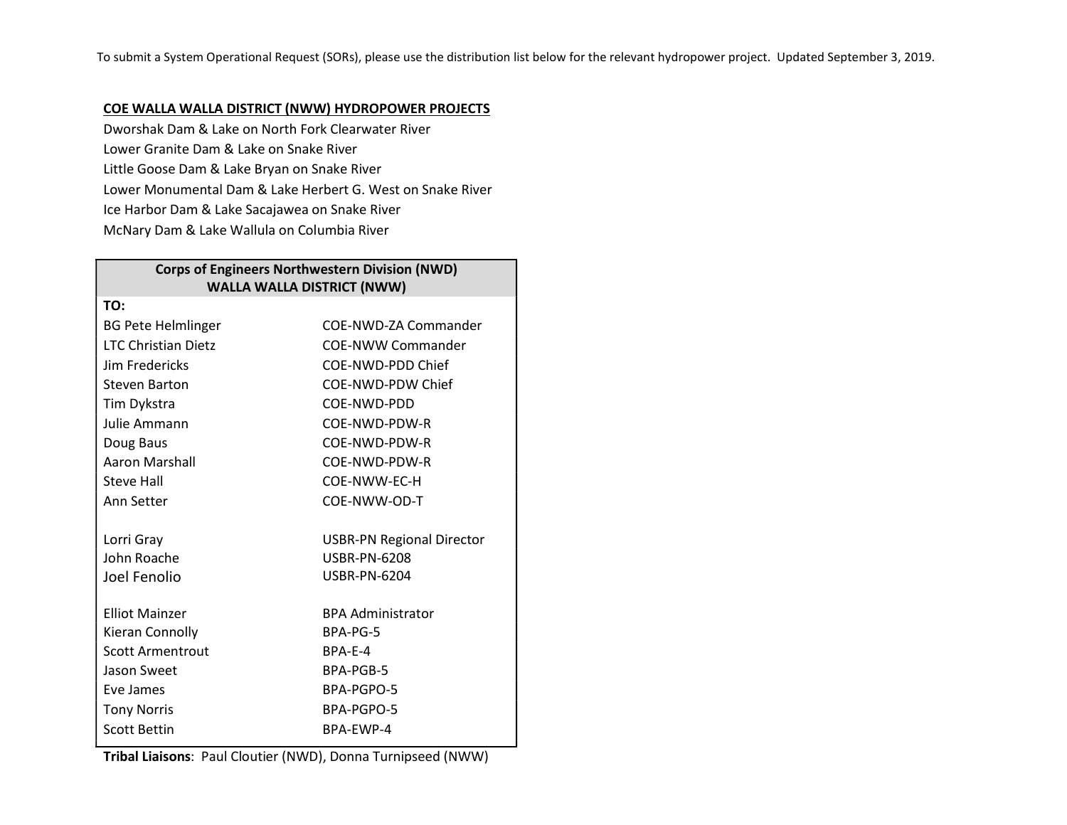To submit a System Operational Request (SORs), please use the distribution list below for the relevant hydropower project. Updated September 3, 2019.

**COE WALLA WALLA DISTRICT (NWW) HYDROPOWER PROJECTS**

Dworshak Dam & Lake on North Fork Clearwater River
Lower Granite Dam & Lake on Snake River
Little Goose Dam & Lake Bryan on Snake River
Lower Monumental Dam & Lake Herbert G. West on Snake River
Ice Harbor Dam & Lake Sacajawea on Snake River
McNary Dam & Lake Wallula on Columbia River

| Corps of Engineers Northwestern Division (NWD) WALLA WALLA DISTRICT (NWW) | |
|---|---|
| **TO:** | |
| BG Pete Helmlinger | COE-NWD-ZA Commander |
| LTC Christian Dietz | COE-NWW Commander |
| Jim Fredericks | COE-NWD-PDD Chief |
| Steven Barton | COE-NWD-PDW Chief |
| Tim Dykstra | COE-NWD-PDD |
| Julie Ammann | COE-NWD-PDW-R |
| Doug Baus | COE-NWD-PDW-R |
| Aaron Marshall | COE-NWD-PDW-R |
| Steve Hall | COE-NWW-EC-H |
| Ann Setter | COE-NWW-OD-T |
| | |
| Lorri Gray | USBR-PN Regional Director |
| John Roache | USBR-PN-6208 |
| Joel Fenolio | USBR-PN-6204 |
| | |
| Elliot Mainzer | BPA Administrator |
| Kieran Connolly | BPA-PG-5 |
| Scott Armentrout | BPA-E-4 |
| Jason Sweet | BPA-PGB-5 |
| Eve James | BPA-PGPO-5 |
| Tony Norris | BPA-PGPO-5 |
| Scott Bettin | BPA-EWP-4 |

**Tribal Liaisons**: Paul Cloutier (NWD), Donna Turnipseed (NWW)